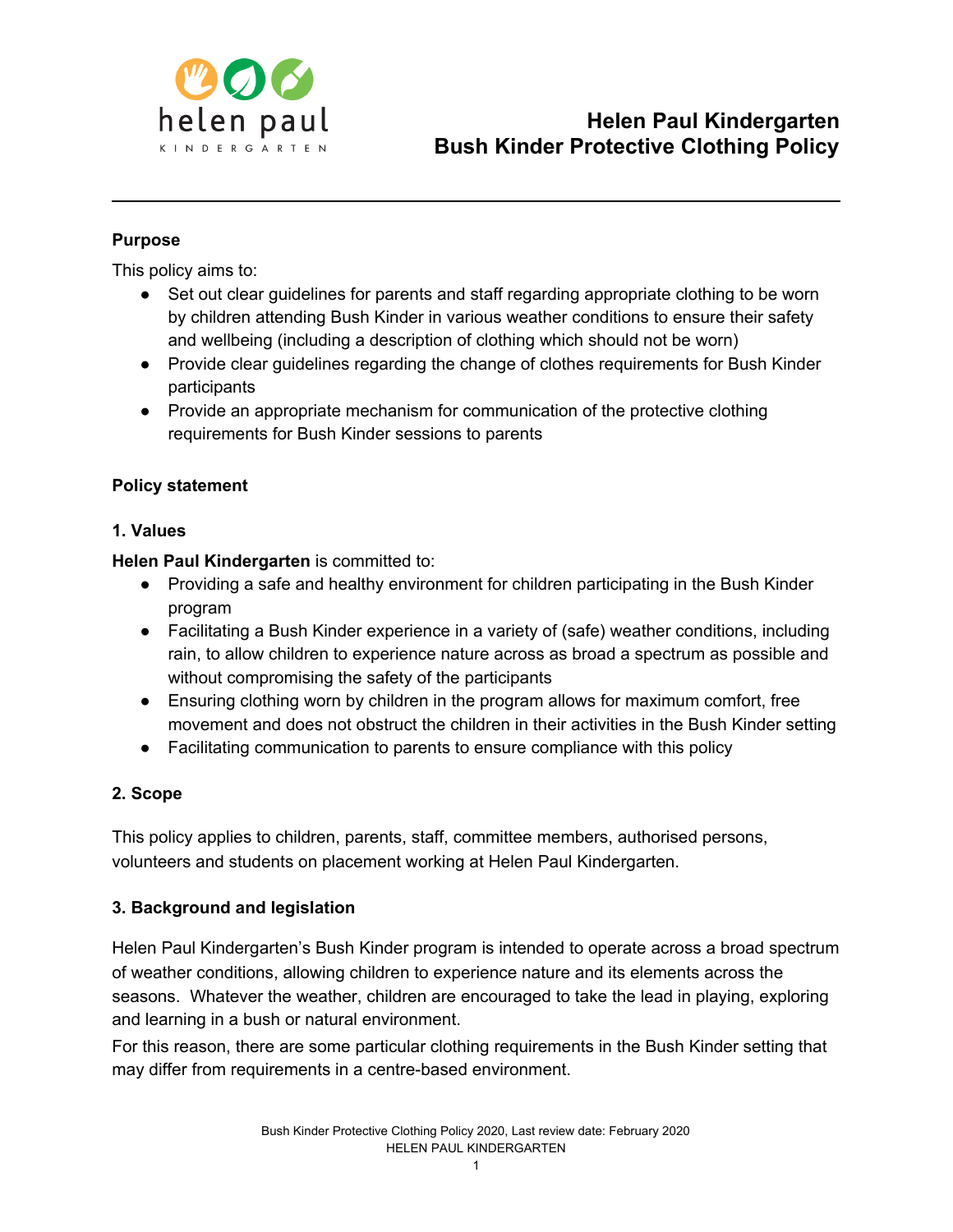# Helen Paul Kindergarten
# Bush Kinder Protective Clothing Policy

---

**Purpose**

This policy aims to:

- Set out clear guidelines for parents and staff regarding appropriate clothing to be worn by children attending Bush Kinder in various weather conditions to ensure their safety and wellbeing (including a description of clothing which should not be worn)
- Provide clear guidelines regarding the change of clothes requirements for Bush Kinder participants
- Provide an appropriate mechanism for communication of the protective clothing requirements for Bush Kinder sessions to parents

**Policy statement**

**1. Values**

**Helen Paul Kindergarten** is committed to:

- Providing a safe and healthy environment for children participating in the Bush Kinder program
- Facilitating a Bush Kinder experience in a variety of (safe) weather conditions, including rain, to allow children to experience nature across as broad a spectrum as possible and without compromising the safety of the participants
- Ensuring clothing worn by children in the program allows for maximum comfort, free movement and does not obstruct the children in their activities in the Bush Kinder setting
- Facilitating communication to parents to ensure compliance with this policy

**2. Scope**

This policy applies to children, parents, staff, committee members, authorised persons, volunteers and students on placement working at Helen Paul Kindergarten.

**3. Background and legislation**

Helen Paul Kindergarten's Bush Kinder program is intended to operate across a broad spectrum of weather conditions, allowing children to experience nature and its elements across the seasons. Whatever the weather, children are encouraged to take the lead in playing, exploring and learning in a bush or natural environment.

For this reason, there are some particular clothing requirements in the Bush Kinder setting that may differ from requirements in a centre-based environment.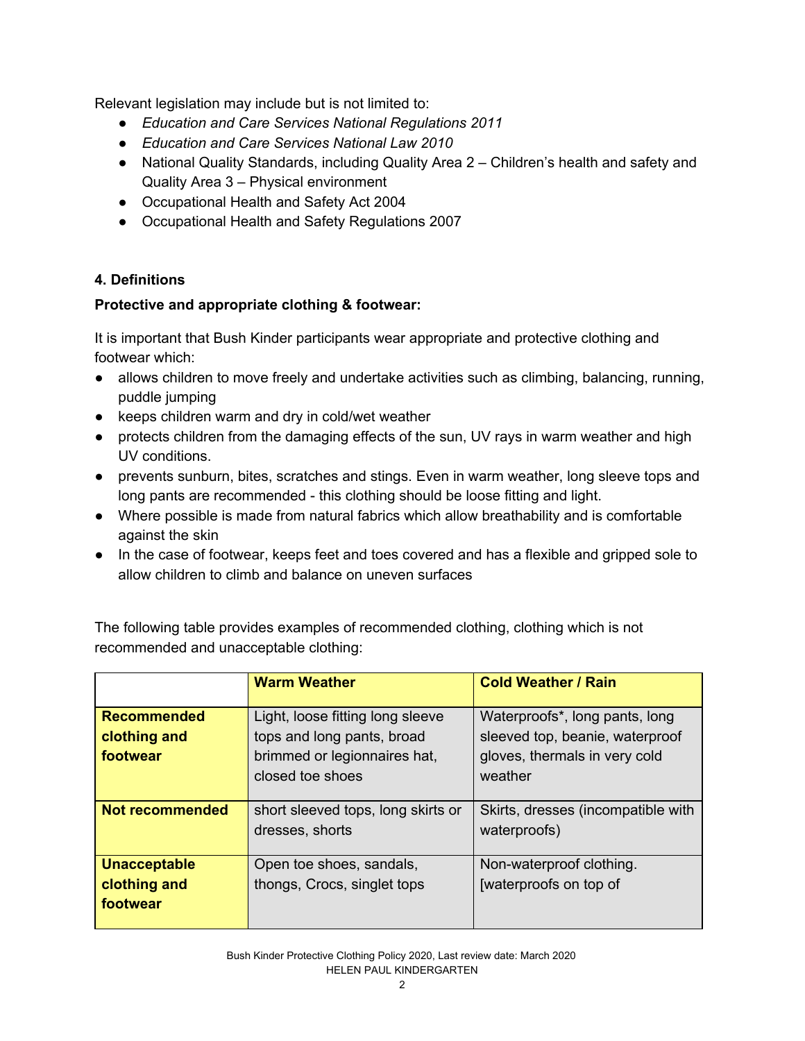Relevant legislation may include but is not limited to:

- *Education and Care Services National Regulations 2011*
- *Education and Care Services National Law 2010*
- National Quality Standards, including Quality Area 2 – Children's health and safety and Quality Area 3 – Physical environment
- Occupational Health and Safety Act 2004
- Occupational Health and Safety Regulations 2007

**4. Definitions**

**Protective and appropriate clothing & footwear:**

It is important that Bush Kinder participants wear appropriate and protective clothing and footwear which:

- allows children to move freely and undertake activities such as climbing, balancing, running, puddle jumping
- keeps children warm and dry in cold/wet weather
- protects children from the damaging effects of the sun, UV rays in warm weather and high UV conditions.
- prevents sunburn, bites, scratches and stings. Even in warm weather, long sleeve tops and long pants are recommended - this clothing should be loose fitting and light.
- Where possible is made from natural fabrics which allow breathability and is comfortable against the skin
- In the case of footwear, keeps feet and toes covered and has a flexible and gripped sole to allow children to climb and balance on uneven surfaces

The following table provides examples of recommended clothing, clothing which is not recommended and unacceptable clothing:

| | **Warm Weather** | **Cold Weather / Rain** |
|---|---|---|
| **Recommended clothing and footwear** | Light, loose fitting long sleeve tops and long pants, broad brimmed or legionnaires hat, closed toe shoes | Waterproofs*, long pants, long sleeved top, beanie, waterproof gloves, thermals in very cold weather |
| **Not recommended** | short sleeved tops, long skirts or dresses, shorts | Skirts, dresses (incompatible with waterproofs) |
| **Unacceptable clothing and footwear** | Open toe shoes, sandals, thongs, Crocs, singlet tops | Non-waterproof clothing. [waterproofs on top of |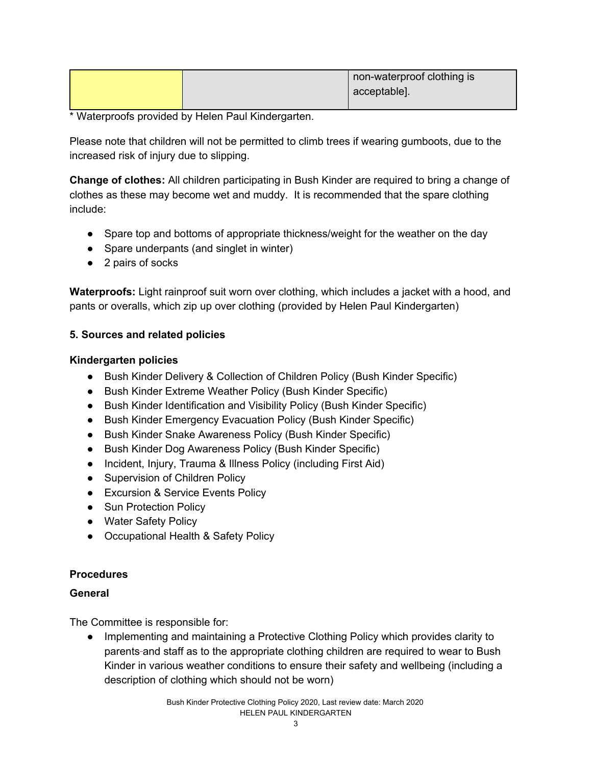| | | non-waterproof clothing is acceptable]. |
|---|---|---|

* Waterproofs provided by Helen Paul Kindergarten.

Please note that children will not be permitted to climb trees if wearing gumboots, due to the increased risk of injury due to slipping.

**Change of clothes:** All children participating in Bush Kinder are required to bring a change of clothes as these may become wet and muddy. It is recommended that the spare clothing include:

- Spare top and bottoms of appropriate thickness/weight for the weather on the day
- Spare underpants (and singlet in winter)
- 2 pairs of socks

**Waterproofs:** Light rainproof suit worn over clothing, which includes a jacket with a hood, and pants or overalls, which zip up over clothing (provided by Helen Paul Kindergarten)

**5. Sources and related policies**

**Kindergarten policies**

- Bush Kinder Delivery & Collection of Children Policy (Bush Kinder Specific)
- Bush Kinder Extreme Weather Policy (Bush Kinder Specific)
- Bush Kinder Identification and Visibility Policy (Bush Kinder Specific)
- Bush Kinder Emergency Evacuation Policy (Bush Kinder Specific)
- Bush Kinder Snake Awareness Policy (Bush Kinder Specific)
- Bush Kinder Dog Awareness Policy (Bush Kinder Specific)
- Incident, Injury, Trauma & Illness Policy (including First Aid)
- Supervision of Children Policy
- Excursion & Service Events Policy
- Sun Protection Policy
- Water Safety Policy
- Occupational Health & Safety Policy

**Procedures**

**General**

The Committee is responsible for:

- Implementing and maintaining a Protective Clothing Policy which provides clarity to parents and staff as to the appropriate clothing children are required to wear to Bush Kinder in various weather conditions to ensure their safety and wellbeing (including a description of clothing which should not be worn)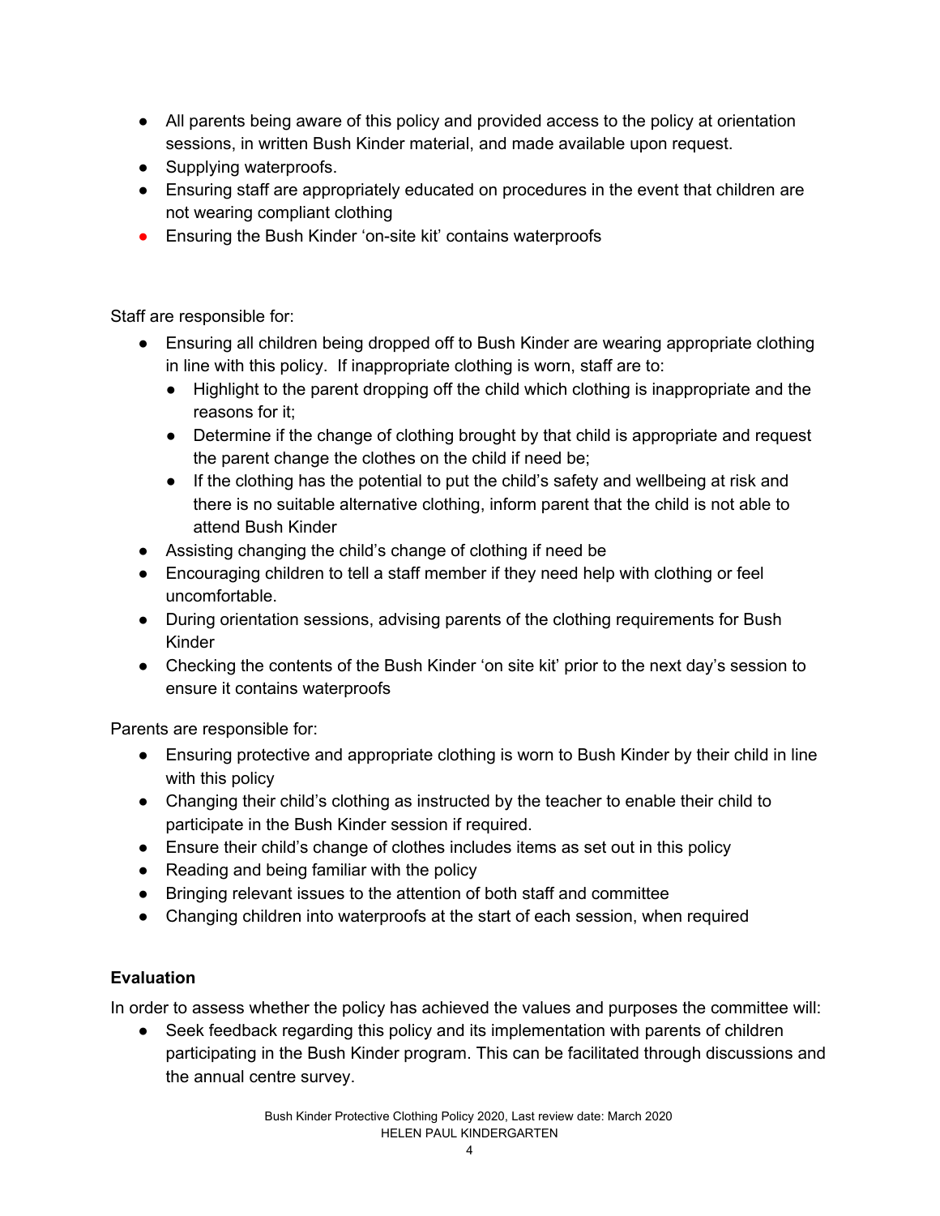- All parents being aware of this policy and provided access to the policy at orientation sessions, in written Bush Kinder material, and made available upon request.
- Supplying waterproofs.
- Ensuring staff are appropriately educated on procedures in the event that children are not wearing compliant clothing
- Ensuring the Bush Kinder 'on-site kit' contains waterproofs

Staff are responsible for:

- Ensuring all children being dropped off to Bush Kinder are wearing appropriate clothing in line with this policy. If inappropriate clothing is worn, staff are to:
  - Highlight to the parent dropping off the child which clothing is inappropriate and the reasons for it;
  - Determine if the change of clothing brought by that child is appropriate and request the parent change the clothes on the child if need be;
  - If the clothing has the potential to put the child's safety and wellbeing at risk and there is no suitable alternative clothing, inform parent that the child is not able to attend Bush Kinder
- Assisting changing the child's change of clothing if need be
- Encouraging children to tell a staff member if they need help with clothing or feel uncomfortable.
- During orientation sessions, advising parents of the clothing requirements for Bush Kinder
- Checking the contents of the Bush Kinder 'on site kit' prior to the next day's session to ensure it contains waterproofs

Parents are responsible for:

- Ensuring protective and appropriate clothing is worn to Bush Kinder by their child in line with this policy
- Changing their child's clothing as instructed by the teacher to enable their child to participate in the Bush Kinder session if required.
- Ensure their child's change of clothes includes items as set out in this policy
- Reading and being familiar with the policy
- Bringing relevant issues to the attention of both staff and committee
- Changing children into waterproofs at the start of each session, when required

**Evaluation**

In order to assess whether the policy has achieved the values and purposes the committee will:

- Seek feedback regarding this policy and its implementation with parents of children participating in the Bush Kinder program. This can be facilitated through discussions and the annual centre survey.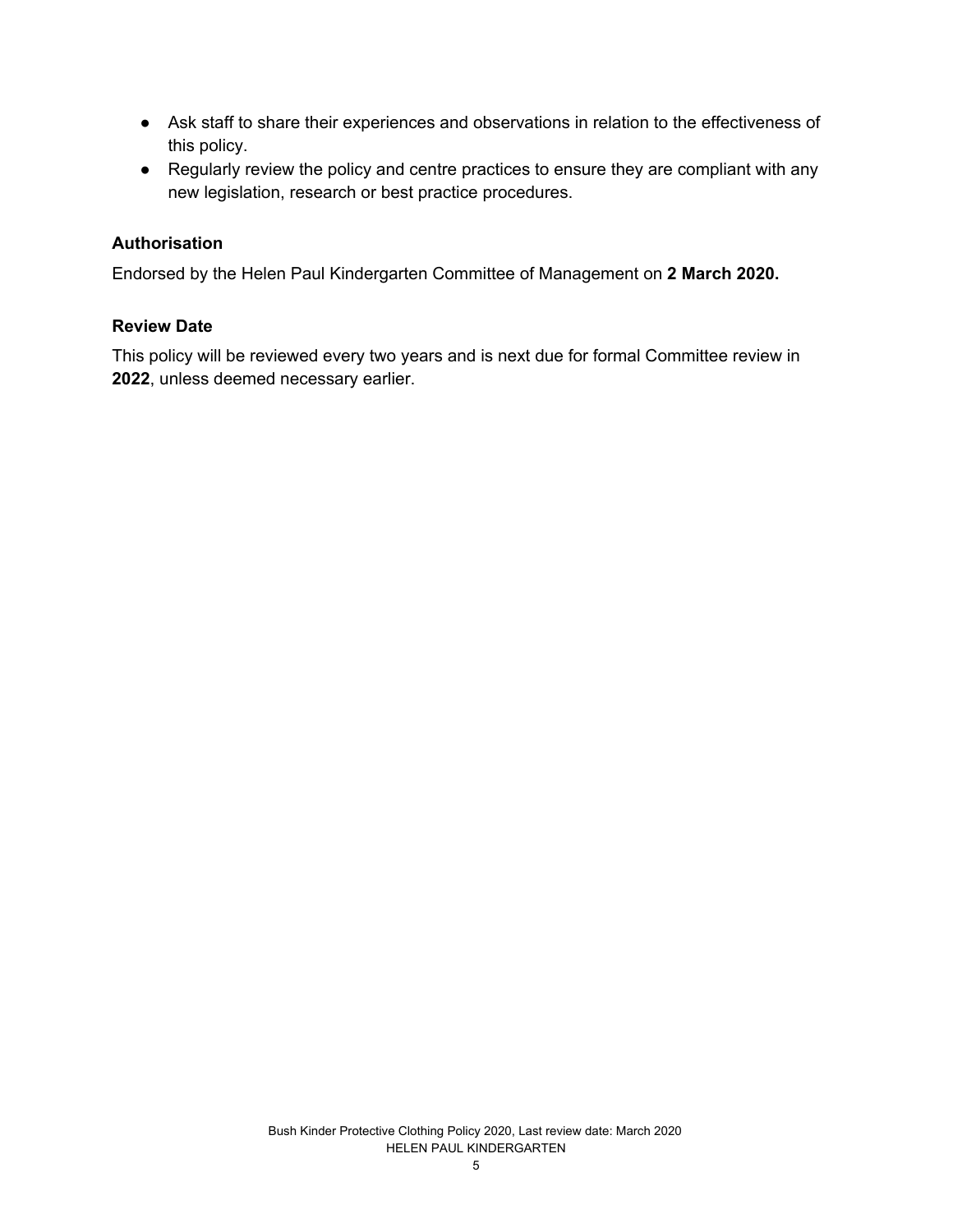- Ask staff to share their experiences and observations in relation to the effectiveness of this policy.
- Regularly review the policy and centre practices to ensure they are compliant with any new legislation, research or best practice procedures.

### Authorisation

Endorsed by the Helen Paul Kindergarten Committee of Management on **2 March 2020.**

### Review Date

This policy will be reviewed every two years and is next due for formal Committee review in **2022**, unless deemed necessary earlier.